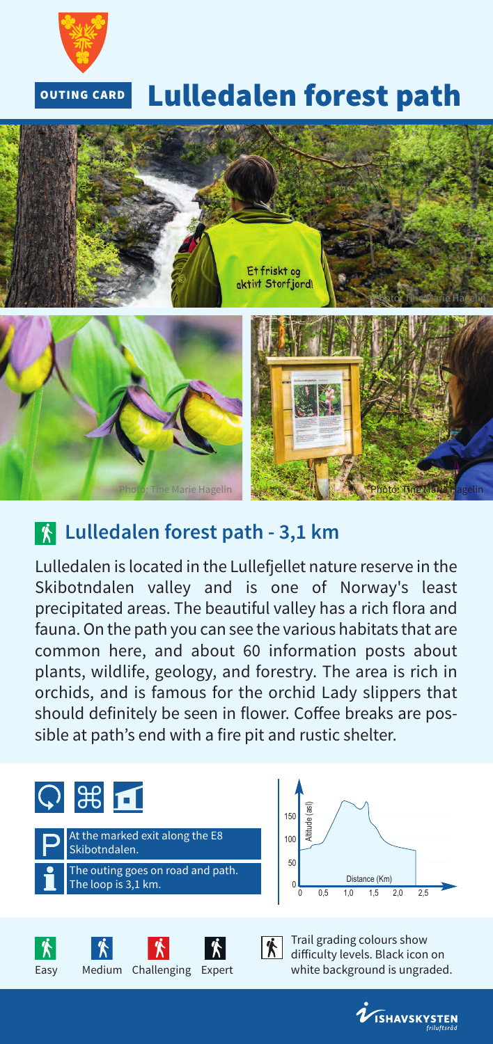OUTING CARD

# Lulledalen forest path

Photo: Tine Marie Hagelin

Photo: Tine Marie Hagelin

Photo: Tine Marie Hagelin

## Lulledalen forest path - 3,1 km

Lulledalen is located in the Lullefjellet nature reserve in the Skibotndalen valley and is one of Norway's least precipitated areas. The beautiful valley has a rich flora and fauna. On the path you can see the various habitats that are common here, and about 60 information posts about plants, wildlife, geology, and forestry. The area is rich in orchids, and is famous for the orchid Lady slippers that should definitely be seen in flower. Coffee breaks are possible at path's end with a fire pit and rustic shelter.

P: At the marked exit along the E8 Skibotndalen.

i: The outing goes on road and path. The loop is 3,1 km.

Easy | Medium | Challenging | Expert

Trail grading colours show difficulty levels. Black icon on white background is ungraded.

ISHAVSKYSTEN friluftsråd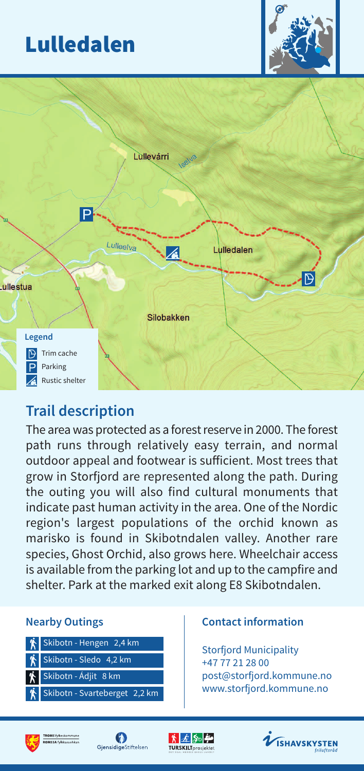# Lulledalen

Lullevárri

Iselva

Lulleelva

Lulledalen

Lullestua

Silobakken

**Legend**

Trim cache

Parking

Rustic shelter

## Trail description

The area was protected as a forest reserve in 2000. The forest path runs through relatively easy terrain, and normal outdoor appeal and footwear is sufficient. Most trees that grow in Storfjord are represented along the path. During the outing you will also find cultural monuments that indicate past human activity in the area. One of the Nordic region's largest populations of the orchid known as marisko is found in Skibotndalen valley. Another rare species, Ghost Orchid, also grows here. Wheelchair access is available from the parking lot and up to the campfire and shelter. Park at the marked exit along E8 Skibotndalen.

### Nearby Outings

- Skibotn - Hengen 2,4 km
- Skibotn - Sledo 4,2 km
- Skibotn - Ádjit 8 km
- Skibotn - Svarteberget 2,2 km

### Contact information

Storfjord Municipality
+47 77 21 28 00
post@storfjord.kommune.no
www.storfjord.kommune.no

TROMS fylkeskommune
ROMSSA fylkkasuohkan

GjensidigeStiftelsen

TURSKILTprosjektet

ISHAVSKYSTEN friluftsråd